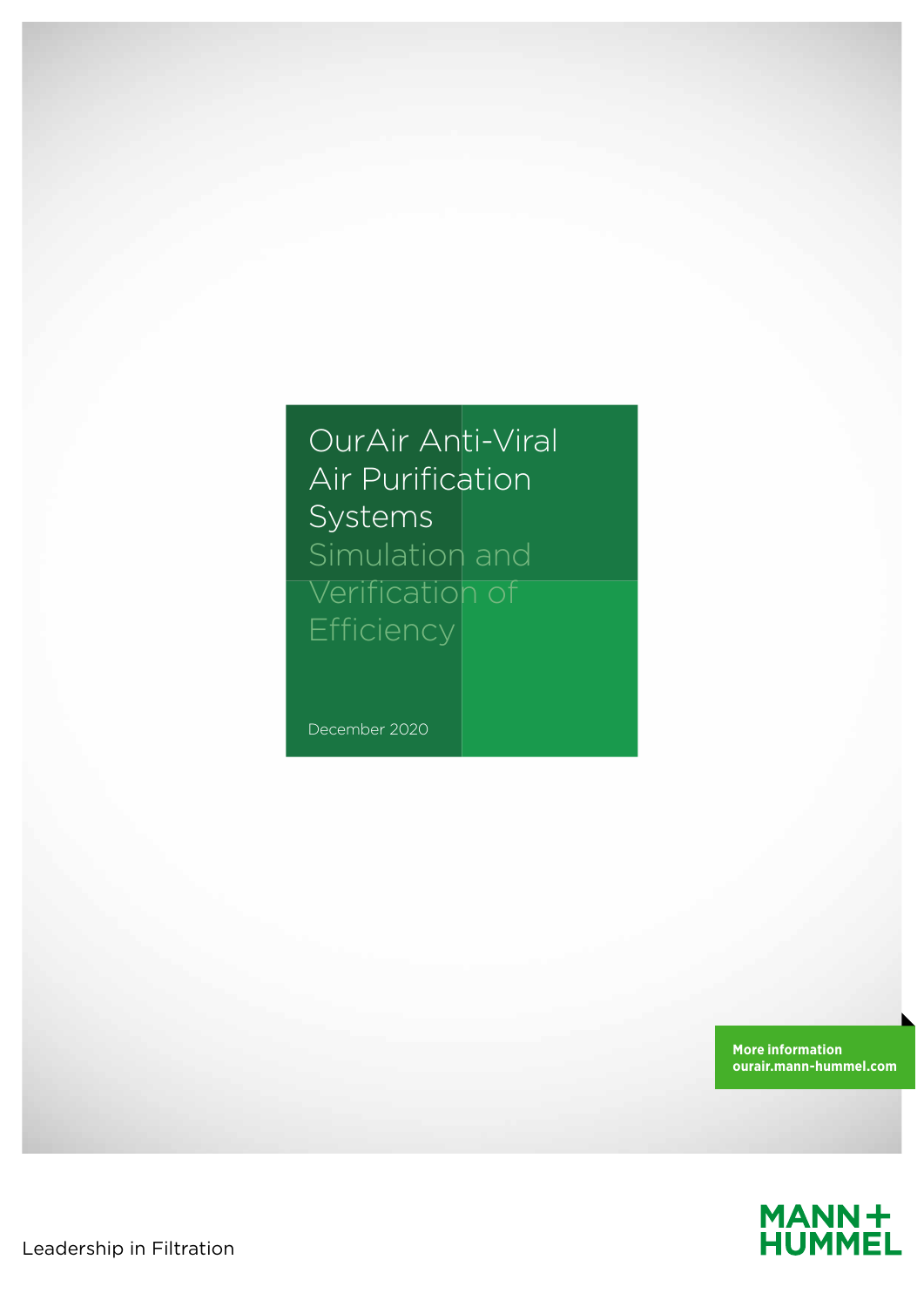# OurAir Anti-Viral Air Purification Systems

## Simulation and Verification of Efficiency

December 2020

**More information**
**ourair.mann-hummel.com**

Leadership in Filtration

MANN+HUMMEL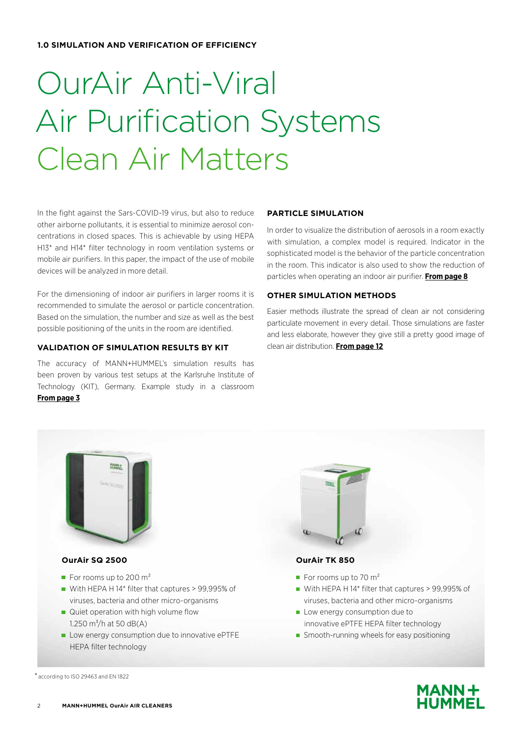**1.0 SIMULATION AND VERIFICATION OF EFFICIENCY**

# OurAir Anti-Viral Air Purification Systems Clean Air Matters

In the fight against the Sars-COVID-19 virus, but also to reduce other airborne pollutants, it is essential to minimize aerosol concentrations in closed spaces. This is achievable by using HEPA H13* and H14* filter technology in room ventilation systems or mobile air purifiers. In this paper, the impact of the use of mobile devices will be analyzed in more detail.

For the dimensioning of indoor air purifiers in larger rooms it is recommended to simulate the aerosol or particle concentration. Based on the simulation, the number and size as well as the best possible positioning of the units in the room are identified.

### VALIDATION OF SIMULATION RESULTS BY KIT

The accuracy of MANN+HUMMEL's simulation results has been proven by various test setups at the Karlsruhe Institute of Technology (KIT), Germany. Example study in a classroom **From page 3**

### PARTICLE SIMULATION

In order to visualize the distribution of aerosols in a room exactly with simulation, a complex model is required. Indicator in the sophisticated model is the behavior of the particle concentration in the room. This indicator is also used to show the reduction of particles when operating an indoor air purifier. **From page 8**

### OTHER SIMULATION METHODS

Easier methods illustrate the spread of clean air not considering particulate movement in every detail. Those simulations are faster and less elaborate, however they give still a pretty good image of clean air distribution. **From page 12**

**OurAir SQ 2500**

- For rooms up to 200 m²
- With HEPA H 14* filter that captures > 99,995% of viruses, bacteria and other micro-organisms
- Quiet operation with high volume flow 1.250 m³/h at 50 dB(A)
- Low energy consumption due to innovative ePTFE HEPA filter technology

**OurAir TK 850**

- For rooms up to 70 m²
- With HEPA H 14* filter that captures > 99,995% of viruses, bacteria and other micro-organisms
- Low energy consumption due to innovative ePTFE HEPA filter technology
- Smooth-running wheels for easy positioning

* according to ISO 29463 and EN 1822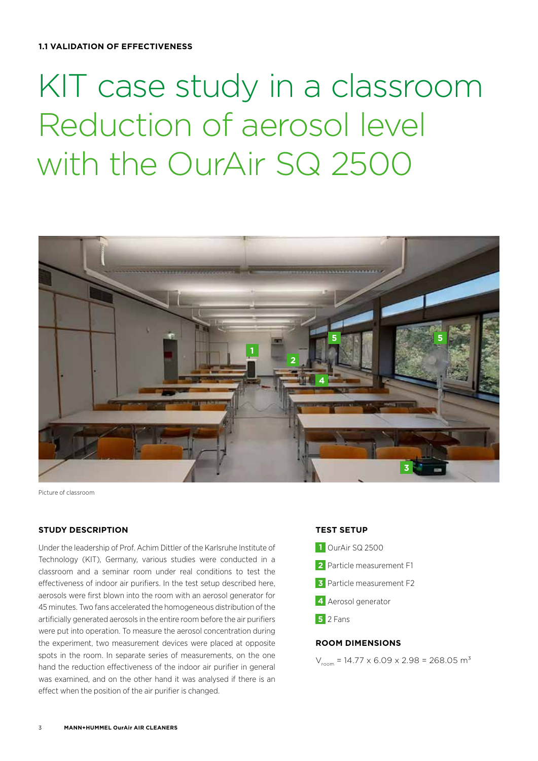**1.1 VALIDATION OF EFFECTIVENESS**

# KIT case study in a classroom Reduction of aerosol level with the OurAir SQ 2500

Picture of classroom

### STUDY DESCRIPTION

Under the leadership of Prof. Achim Dittler of the Karlsruhe Institute of Technology (KIT), Germany, various studies were conducted in a classroom and a seminar room under real conditions to test the effectiveness of indoor air purifiers. In the test setup described here, aerosols were first blown into the room with an aerosol generator for 45 minutes. Two fans accelerated the homogeneous distribution of the artificially generated aerosols in the entire room before the air purifiers were put into operation. To measure the aerosol concentration during the experiment, two measurement devices were placed at opposite spots in the room. In separate series of measurements, on the one hand the reduction effectiveness of the indoor air purifier in general was examined, and on the other hand it was analysed if there is an effect when the position of the air purifier is changed.

### TEST SETUP

1. OurAir SQ 2500
2. Particle measurement F1
3. Particle measurement F2
4. Aerosol generator
5. 2 Fans

### ROOM DIMENSIONS

$V_{room} = 14.77 \times 6.09 \times 2.98 = 268.05 \text{ m}^3$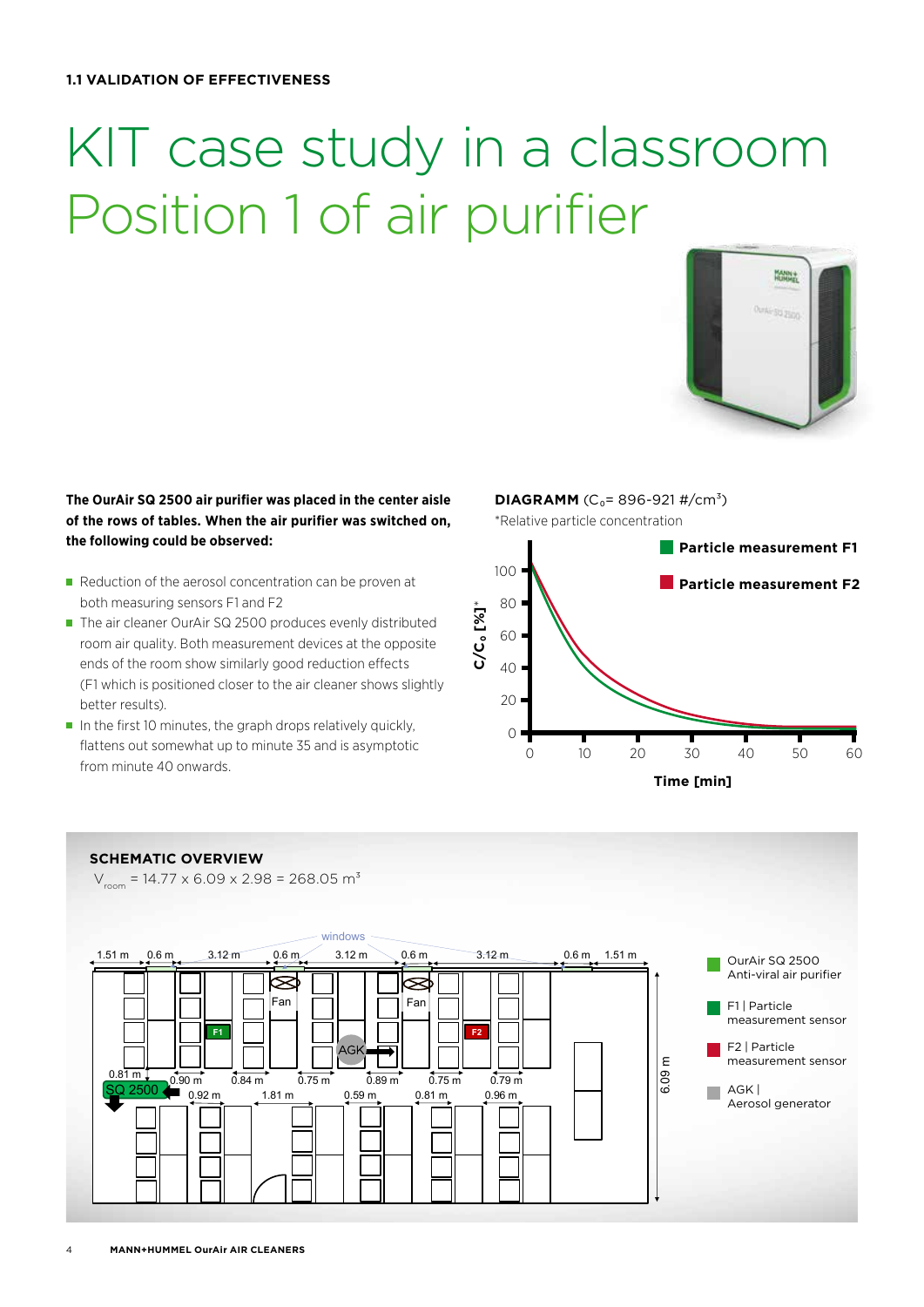**1.1 VALIDATION OF EFFECTIVENESS**

# KIT case study in a classroom Position 1 of air purifier

**The OurAir SQ 2500 air purifier was placed in the center aisle of the rows of tables. When the air purifier was switched on, the following could be observed:**

- Reduction of the aerosol concentration can be proven at both measuring sensors F1 and F2
- The air cleaner OurAir SQ 2500 produces evenly distributed room air quality. Both measurement devices at the opposite ends of the room show similarly good reduction effects (F1 which is positioned closer to the air cleaner shows slightly better results).
- In the first 10 minutes, the graph drops relatively quickly, flattens out somewhat up to minute 35 and is asymptotic from minute 40 onwards.

**DIAGRAMM** ($C_0$= 896-921 #/cm$^3$)

*Relative particle concentration

Particle measurement F1

Particle measurement F2

$C/C_0$ [%]*

Time [min]

**SCHEMATIC OVERVIEW**

$V_{room}$ = 14.77 x 6.09 x 2.98 = 268.05 m$^3$

OurAir SQ 2500 Anti-viral air purifier

F1 | Particle measurement sensor

F2 | Particle measurement sensor

AGK | Aerosol generator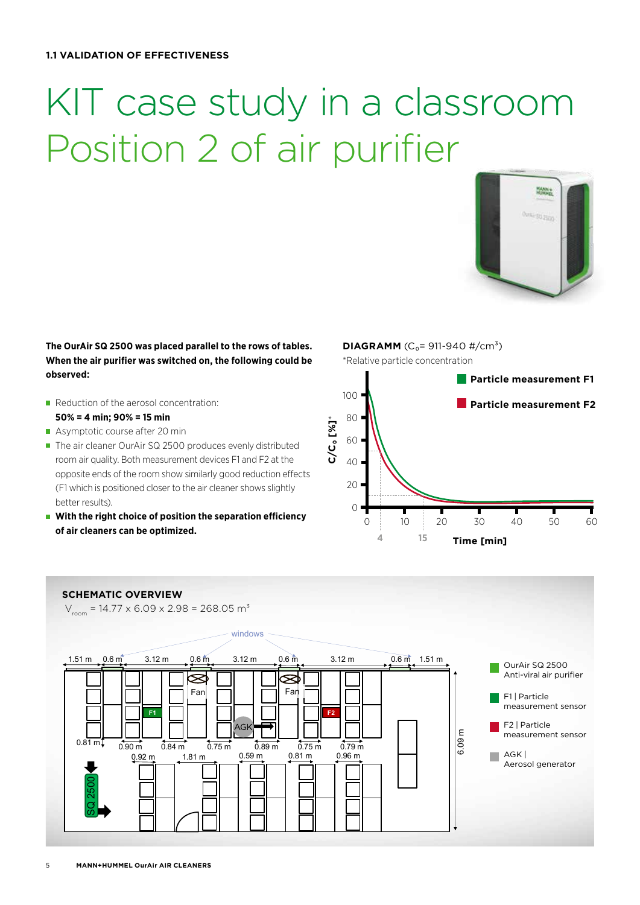**1.1 VALIDATION OF EFFECTIVENESS**

# KIT case study in a classroom Position 2 of air purifier

**The OurAir SQ 2500 was placed parallel to the rows of tables. When the air purifier was switched on, the following could be observed:**

- Reduction of the aerosol concentration: **50% = 4 min; 90% = 15 min**
- Asymptotic course after 20 min
- The air cleaner OurAir SQ 2500 produces evenly distributed room air quality. Both measurement devices F1 and F2 at the opposite ends of the room show similarly good reduction effects (F1 which is positioned closer to the air cleaner shows slightly better results).
- **With the right choice of position the separation efficiency of air cleaners can be optimized.**

**DIAGRAMM** ($C_0$= 911-940 #/cm³)

*Relative particle concentration

Particle measurement F1

Particle measurement F2

$C/C_0$ [%]*

Time [min]

**SCHEMATIC OVERVIEW**

$V_{room}$ = 14.77 x 6.09 x 2.98 = 268.05 m³

OurAir SQ 2500 Anti-viral air purifier

F1 | Particle measurement sensor

F2 | Particle measurement sensor

AGK | Aerosol generator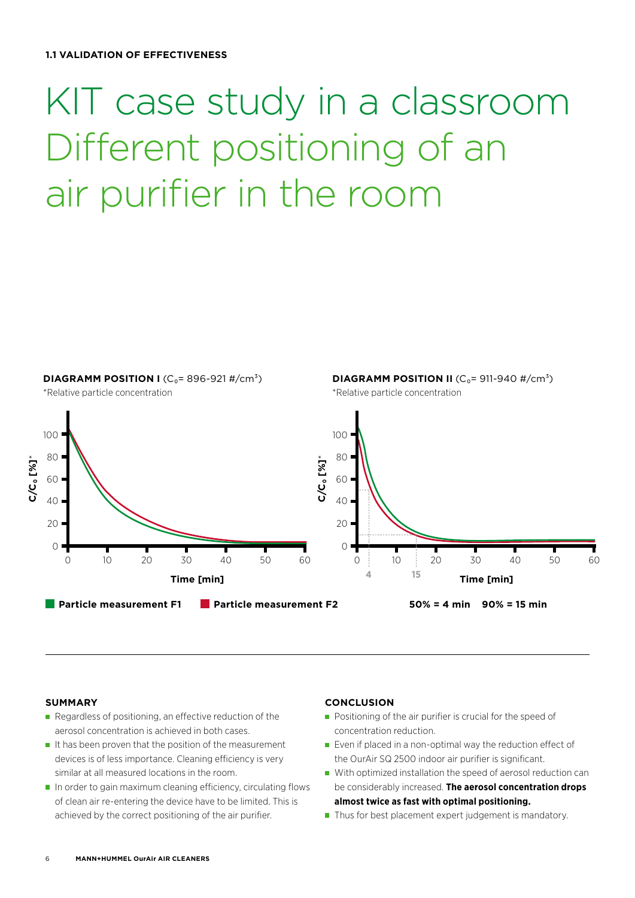**1.1 VALIDATION OF EFFECTIVENESS**

# KIT case study in a classroom Different positioning of an air purifier in the room

**DIAGRAMM POSITION I** ($C_0$= 896-921 #/cm³)
*Relative particle concentration

**DIAGRAMM POSITION II** ($C_0$= 911-940 #/cm³)
*Relative particle concentration

Particle measurement F1 · Particle measurement F2

50% = 4 min 90% = 15 min

### SUMMARY

- Regardless of positioning, an effective reduction of the aerosol concentration is achieved in both cases.
- It has been proven that the position of the measurement devices is of less importance. Cleaning efficiency is very similar at all measured locations in the room.
- In order to gain maximum cleaning efficiency, circulating flows of clean air re-entering the device have to be limited. This is achieved by the correct positioning of the air purifier.

### CONCLUSION

- Positioning of the air purifier is crucial for the speed of concentration reduction.
- Even if placed in a non-optimal way the reduction effect of the OurAir SQ 2500 indoor air purifier is significant.
- With optimized installation the speed of aerosol reduction can be considerably increased. **The aerosol concentration drops almost twice as fast with optimal positioning.**
- Thus for best placement expert judgement is mandatory.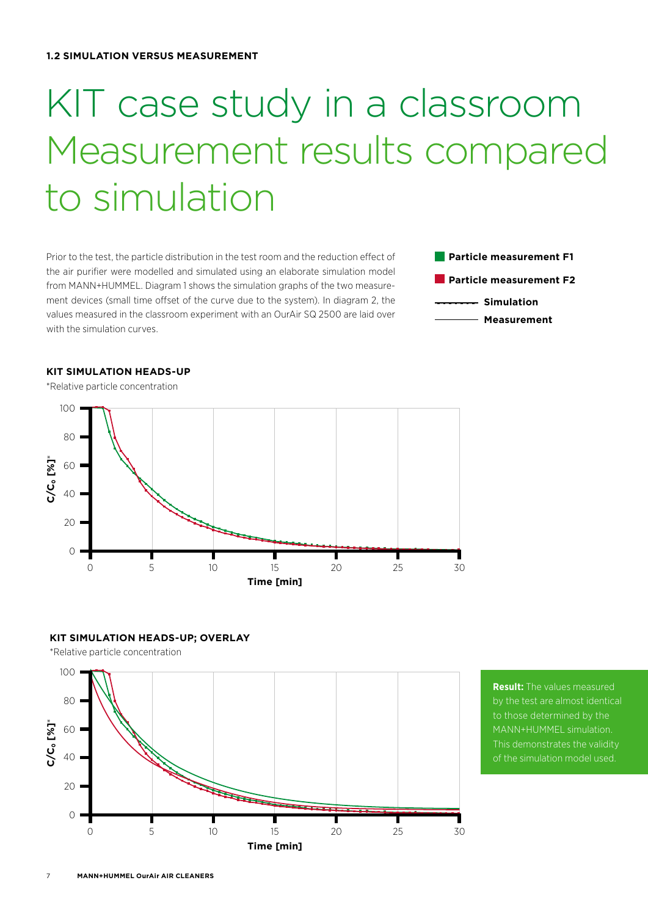**1.2 SIMULATION VERSUS MEASUREMENT**

# KIT case study in a classroom Measurement results compared to simulation

Prior to the test, the particle distribution in the test room and the reduction effect of the air purifier were modelled and simulated using an elaborate simulation model from MANN+HUMMEL. Diagram 1 shows the simulation graphs of the two measurement devices (small time offset of the curve due to the system). In diagram 2, the values measured in the classroom experiment with an OurAir SQ 2500 are laid over with the simulation curves.

- **Particle measurement F1**
- **Particle measurement F2**
- **Simulation**
- **Measurement**

**KIT SIMULATION HEADS-UP**

*Relative particle concentration

$C/C_0$ [%]* versus Time [min]

**KIT SIMULATION HEADS-UP; OVERLAY**

*Relative particle concentration

$C/C_0$ [%]* versus Time [min]

**Result:** The values measured by the test are almost identical to those determined by the MANN+HUMMEL simulation. This demonstrates the validity of the simulation model used.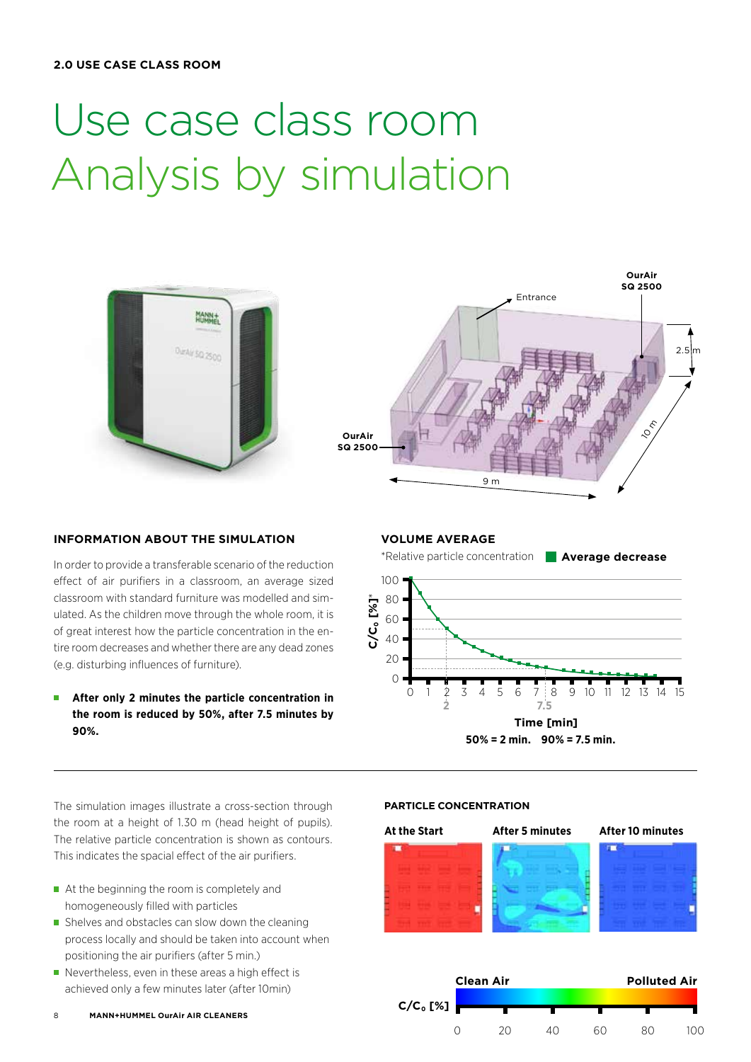**2.0 USE CASE CLASS ROOM**

# Use case class room Analysis by simulation

OurAir SQ 2500

Entrance

2.5 m

10 m

9 m

### INFORMATION ABOUT THE SIMULATION

In order to provide a transferable scenario of the reduction effect of air purifiers in a classroom, an average sized classroom with standard furniture was modelled and simulated. As the children move through the whole room, it is of great interest how the particle concentration in the entire room decreases and whether there are any dead zones (e.g. disturbing influences of furniture).

- **After only 2 minutes the particle concentration in the room is reduced by 50%, after 7.5 minutes by 90%.**

### VOLUME AVERAGE

*Relative particle concentration **Average decrease**

$C/C_0$ [%]*

Time [min]

**50% = 2 min. 90% = 7.5 min.**

---

The simulation images illustrate a cross-section through the room at a height of 1.30 m (head height of pupils). The relative particle concentration is shown as contours. This indicates the spacial effect of the air purifiers.

- At the beginning the room is completely and homogeneously filled with particles
- Shelves and obstacles can slow down the cleaning process locally and should be taken into account when positioning the air purifiers (after 5 min.)
- Nevertheless, even in these areas a high effect is achieved only a few minutes later (after 10min)

### PARTICLE CONCENTRATION

**At the Start** **After 5 minutes** **After 10 minutes**

**Clean Air** **Polluted Air**

$C/C_0$ [%] 0 20 40 60 80 100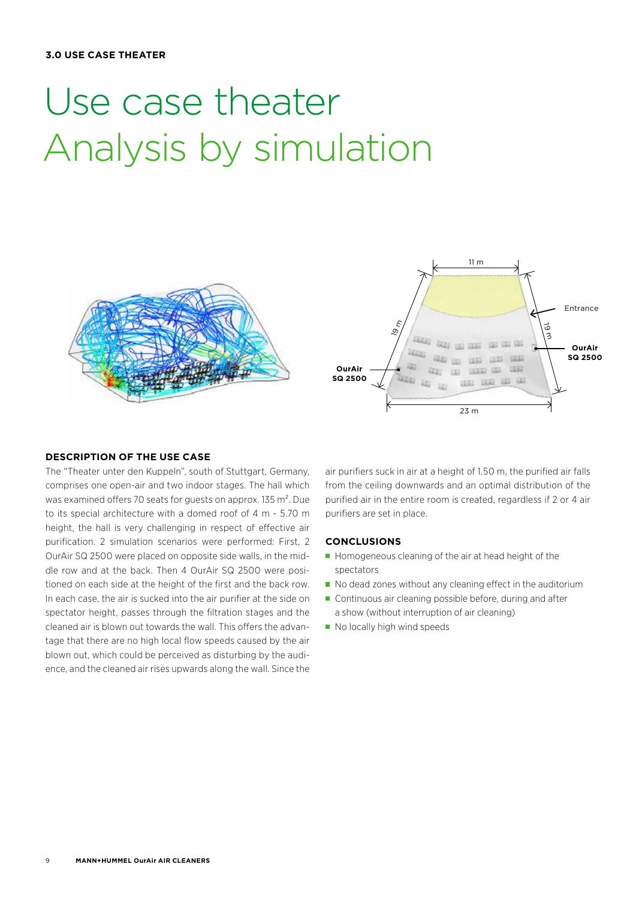### 3.0 USE CASE THEATER

# Use case theater
# Analysis by simulation

11 m

Entrance

19 m

19 m

**OurAir SQ 2500**

**OurAir SQ 2500**

23 m

## DESCRIPTION OF THE USE CASE

The "Theater unter den Kuppeln", south of Stuttgart, Germany, comprises one open-air and two indoor stages. The hall which was examined offers 70 seats for guests on approx. 135 m². Due to its special architecture with a domed roof of 4 m - 5.70 m height, the hall is very challenging in respect of effective air purification. 2 simulation scenarios were performed: First, 2 OurAir SQ 2500 were placed on opposite side walls, in the middle row and at the back. Then 4 OurAir SQ 2500 were positioned on each side at the height of the first and the back row. In each case, the air is sucked into the air purifier at the side on spectator height, passes through the filtration stages and the cleaned air is blown out towards the wall. This offers the advantage that there are no high local flow speeds caused by the air blown out, which could be perceived as disturbing by the audience, and the cleaned air rises upwards along the wall. Since the air purifiers suck in air at a height of 1.50 m, the purified air falls from the ceiling downwards and an optimal distribution of the purified air in the entire room is created, regardless if 2 or 4 air purifiers are set in place.

## CONCLUSIONS

- Homogeneous cleaning of the air at head height of the spectators
- No dead zones without any cleaning effect in the auditorium
- Continuous air cleaning possible before, during and after a show (without interruption of air cleaning)
- No locally high wind speeds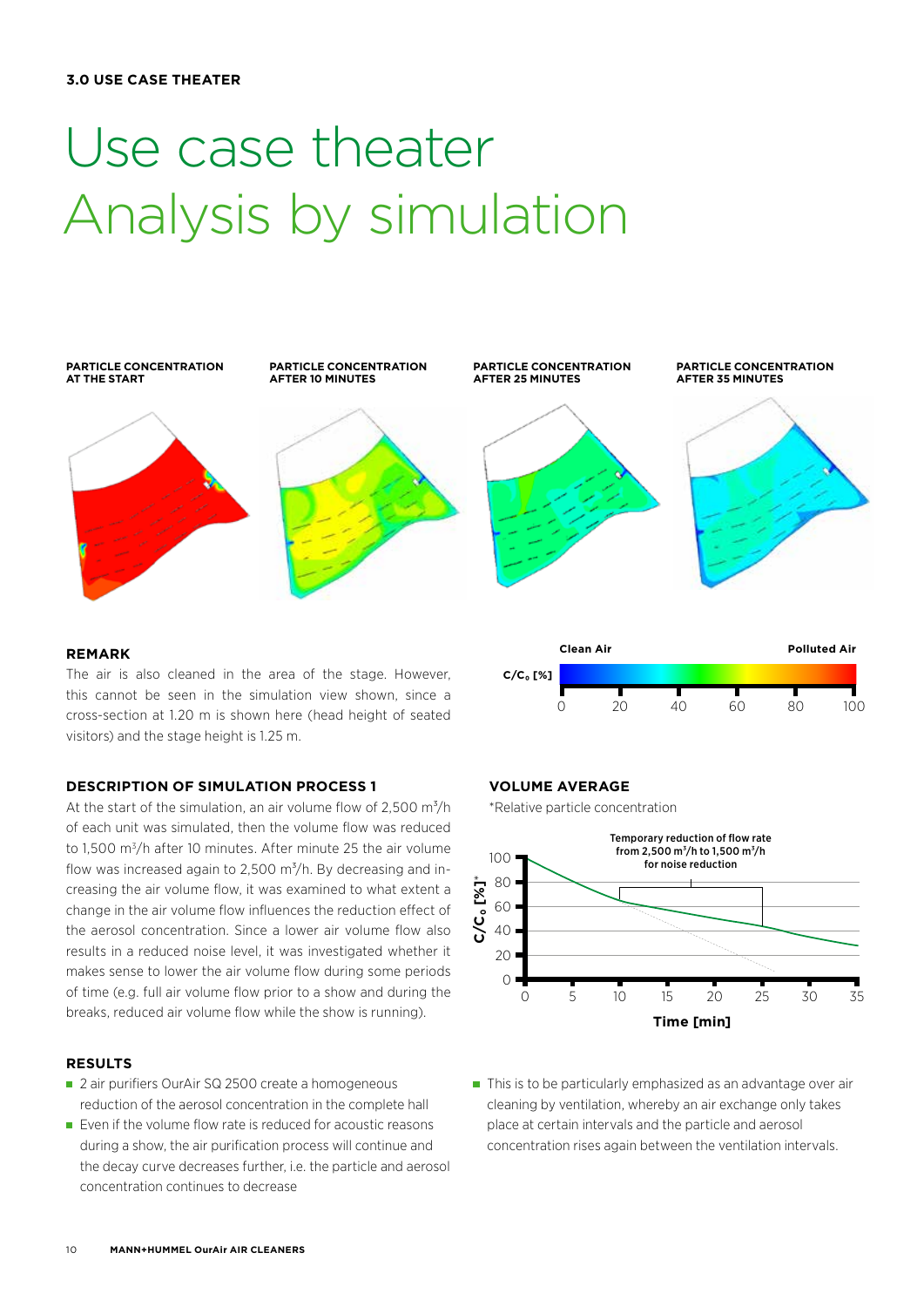**3.0 USE CASE THEATER**

# Use case theater Analysis by simulation

**PARTICLE CONCENTRATION AT THE START**

**PARTICLE CONCENTRATION AFTER 10 MINUTES**

**PARTICLE CONCENTRATION AFTER 25 MINUTES**

**PARTICLE CONCENTRATION AFTER 35 MINUTES**

Clean Air — Polluted Air

$C/C_0$ [%]: 0, 20, 40, 60, 80, 100

### REMARK

The air is also cleaned in the area of the stage. However, this cannot be seen in the simulation view shown, since a cross-section at 1.20 m is shown here (head height of seated visitors) and the stage height is 1.25 m.

### DESCRIPTION OF SIMULATION PROCESS 1

At the start of the simulation, an air volume flow of 2,500 $m^3$/h of each unit was simulated, then the volume flow was reduced to 1,500 $m^3$/h after 10 minutes. After minute 25 the air volume flow was increased again to 2,500 $m^3$/h. By decreasing and increasing the air volume flow, it was examined to what extent a change in the air volume flow influences the reduction effect of the aerosol concentration. Since a lower air volume flow also results in a reduced noise level, it was investigated whether it makes sense to lower the air volume flow during some periods of time (e.g. full air volume flow prior to a show and during the breaks, reduced air volume flow while the show is running).

### VOLUME AVERAGE

*Relative particle concentration

Temporary reduction of flow rate from 2,500 $m^3$/h to 1,500 $m^3$/h for noise reduction

$C/C_0$ [%]*

Time [min]

### RESULTS

- 2 air purifiers OurAir SQ 2500 create a homogeneous reduction of the aerosol concentration in the complete hall
- Even if the volume flow rate is reduced for acoustic reasons during a show, the air purification process will continue and the decay curve decreases further, i.e. the particle and aerosol concentration continues to decrease
- This is to be particularly emphasized as an advantage over air cleaning by ventilation, whereby an air exchange only takes place at certain intervals and the particle and aerosol concentration rises again between the ventilation intervals.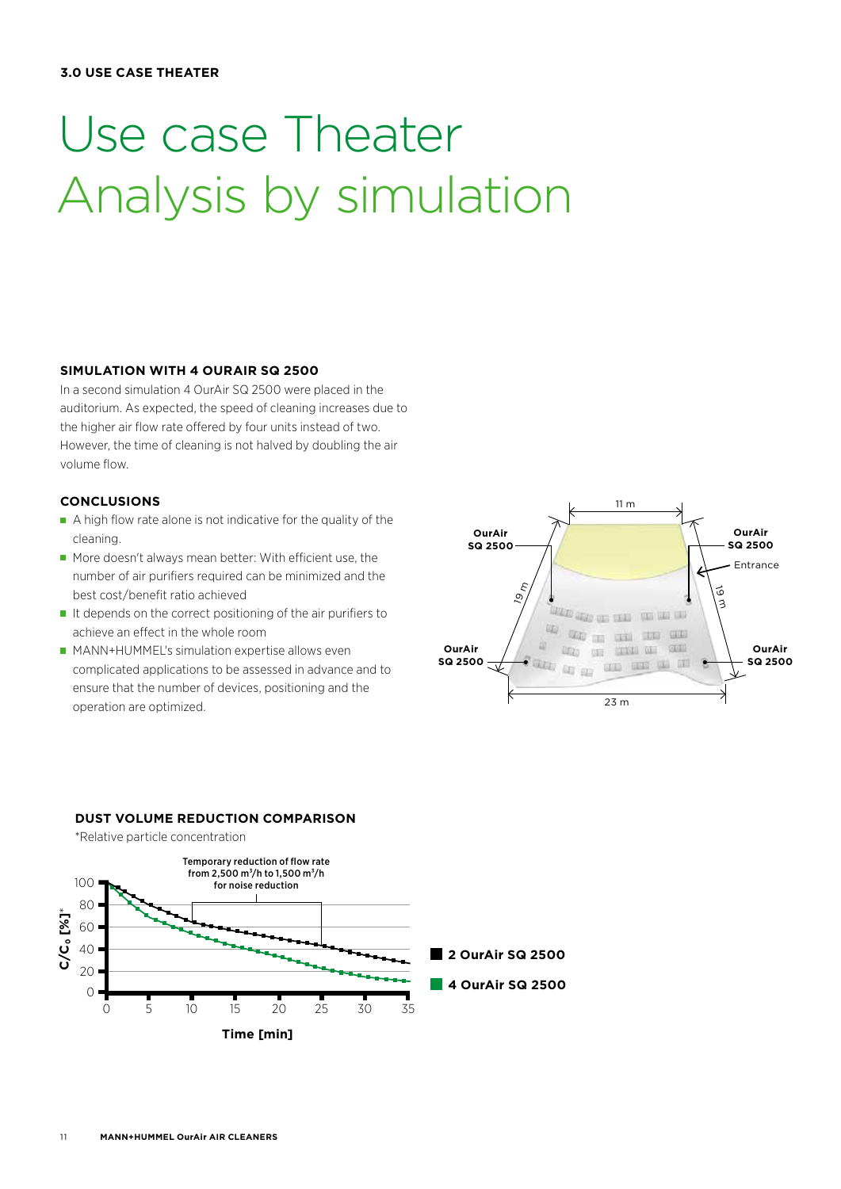**3.0 USE CASE THEATER**

# Use case Theater Analysis by simulation

### SIMULATION WITH 4 OURAIR SQ 2500

In a second simulation 4 OurAir SQ 2500 were placed in the auditorium. As expected, the speed of cleaning increases due to the higher air flow rate offered by four units instead of two. However, the time of cleaning is not halved by doubling the air volume flow.

### CONCLUSIONS

- A high flow rate alone is not indicative for the quality of the cleaning.
- More doesn't always mean better: With efficient use, the number of air purifiers required can be minimized and the best cost/benefit ratio achieved
- It depends on the correct positioning of the air purifiers to achieve an effect in the whole room
- MANN+HUMMEL's simulation expertise allows even complicated applications to be assessed in advance and to ensure that the number of devices, positioning and the operation are optimized.

OurAir SQ 2500 | OurAir SQ 2500 | Entrance | OurAir SQ 2500 | OurAir SQ 2500 | 11 m | 19 m | 19 m | 23 m

### DUST VOLUME REDUCTION COMPARISON

*Relative particle concentration

Temporary reduction of flow rate from 2,500 m³/h to 1,500 m³/h for noise reduction

$C/C_0$ [%]* | Time [min]

■ 2 OurAir SQ 2500

■ 4 OurAir SQ 2500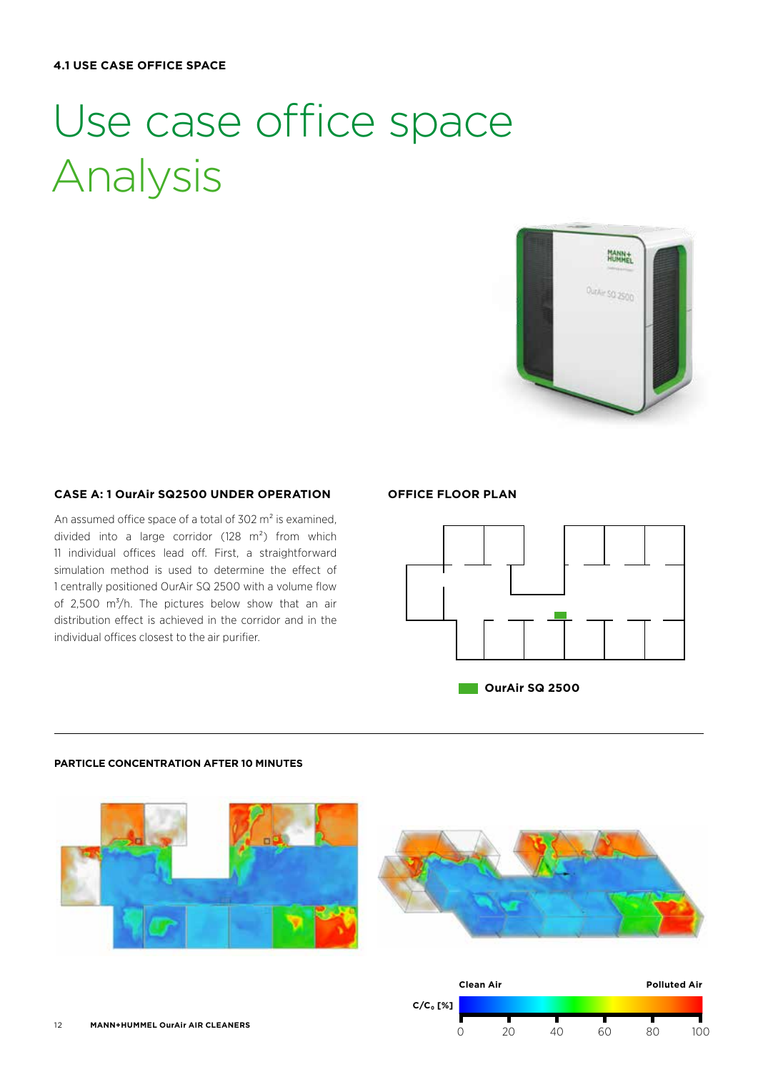# Use case office space Analysis

## CASE A: 1 OurAir SQ2500 UNDER OPERATION

An assumed office space of a total of 302 m² is examined, divided into a large corridor (128 m²) from which 11 individual offices lead off. First, a straightforward simulation method is used to determine the effect of 1 centrally positioned OurAir SQ 2500 with a volume flow of 2,500 m³/h. The pictures below show that an air distribution effect is achieved in the corridor and in the individual offices closest to the air purifier.

## OFFICE FLOOR PLAN

OurAir SQ 2500

## PARTICLE CONCENTRATION AFTER 10 MINUTES

Clean Air — Polluted Air

$C/C_0$ [%]: 0, 20, 40, 60, 80, 100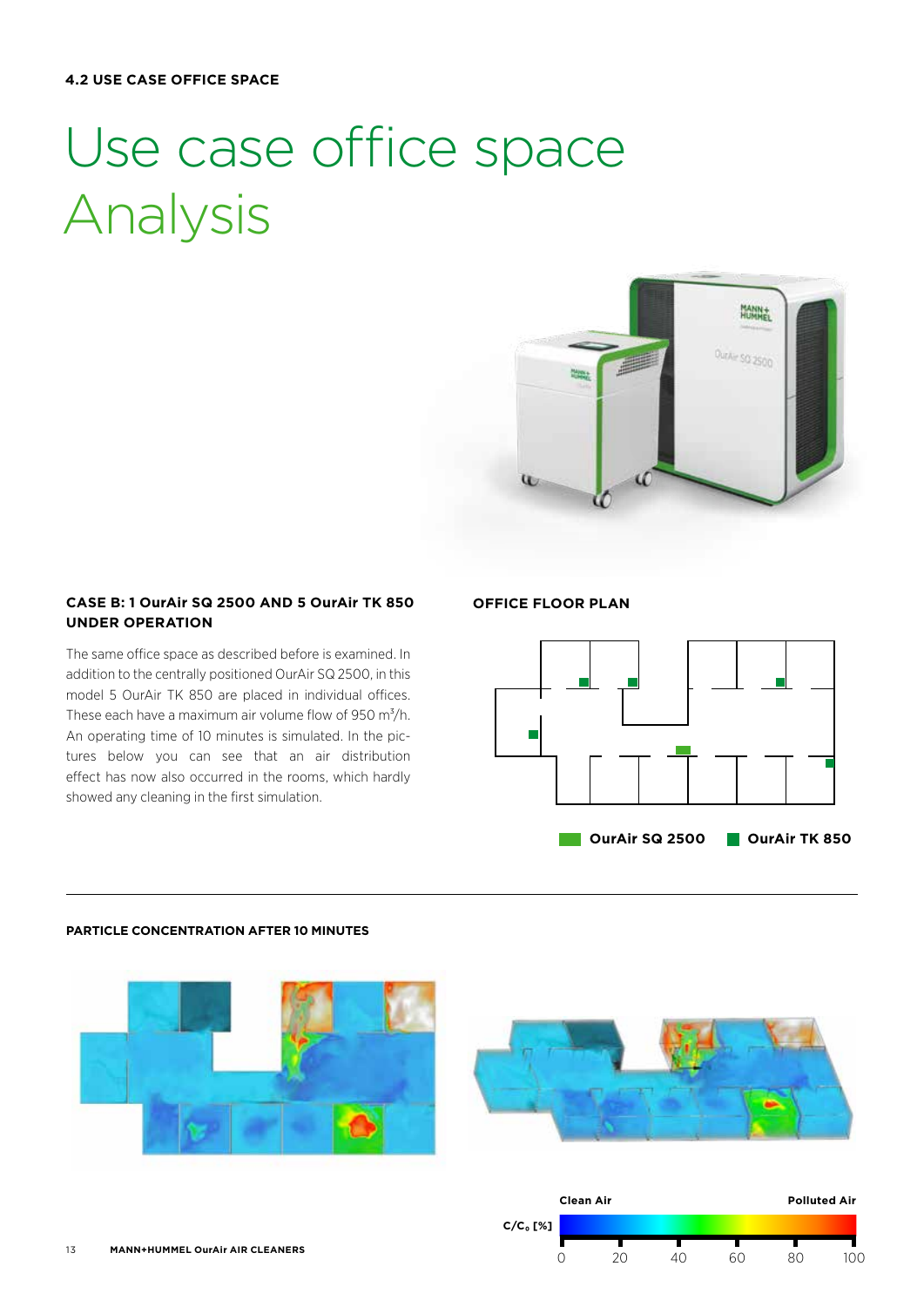4.2 USE CASE OFFICE SPACE

# Use case office space Analysis

### CASE B: 1 OurAir SQ 2500 AND 5 OurAir TK 850 UNDER OPERATION

The same office space as described before is examined. In addition to the centrally positioned OurAir SQ 2500, in this model 5 OurAir TK 850 are placed in individual offices. These each have a maximum air volume flow of 950 m³/h. An operating time of 10 minutes is simulated. In the pictures below you can see that an air distribution effect has now also occurred in the rooms, which hardly showed any cleaning in the first simulation.

### OFFICE FLOOR PLAN

OurAir SQ 2500   OurAir TK 850

### PARTICLE CONCENTRATION AFTER 10 MINUTES

Clean Air   Polluted Air

$C/C_0$ [%]

0   20   40   60   80   100